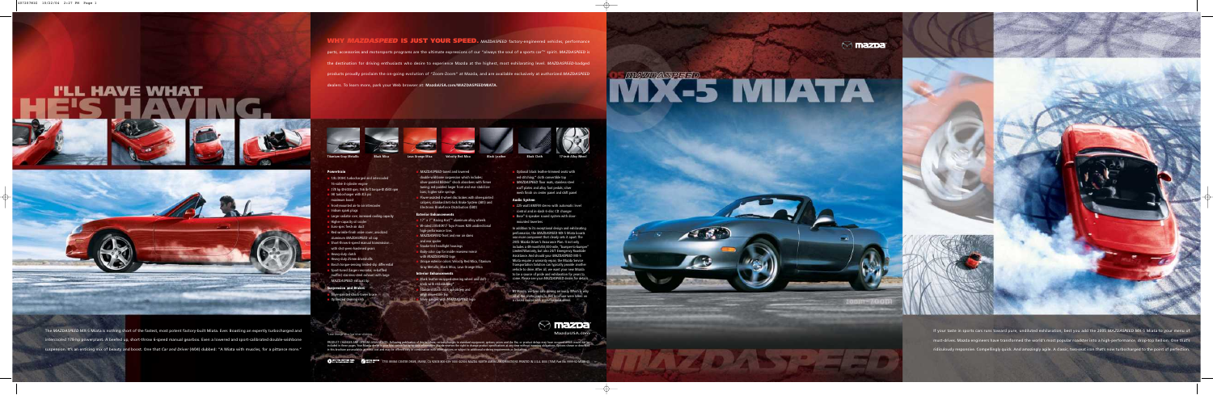# I'LL HAVE WHAT HE'S HAVING.

The *MAZDASPEED* MX-5 Miata is nothing short of the fastest, most potent factory-built Miata. Ever. Boasting an expertly turbocharged and intercooled 178-hp powerplant. A beefed up, short-throw 6-speed manual gearbox. Even a lowered and sport-calibrated double-wishbone suspension. It's an enticing mix of beauty and boost. One that *Car and Driver* (4/04) dubbed: "A Miata with muscles, for a pittance more."

**WHY *MAZDASPEED* IS JUST YOUR SPEED.** *MAZDASPEED* factory-engineered vehicles, performance parts, accessories and motorsports programs are the ultimate expressions of our "always the soul of a sports car™" spirit. *MAZDASPEED* is the destination for driving enthusiasts who desire to experience Mazda at the highest, most exhilarating level. *MAZDASPEED*-badged products proudly proclaim the on-going evolution of "Zoom-Zoom" at Mazda, and are available exclusively at authorized *MAZDASPEED* dealers. To learn more, park your Web browser at: **MazdaUSA.com/MAZDASPEEDMIATA.**

Titanium Gray Metallic | Black Mica | Lava Orange Mica | Velocity Red Mica | Black Leather | Black Cloth | 17-inch Alloy Wheel

### Powertrain
- 1.8L DOHC turbocharged and intercooled 16-valve 4-cylinder engine
- 178 hp @ 6000 rpm; 166 lb-ft torque @ 4500 rpm
- IHI turbocharger with 8.5 psi maximum boost
- Front-mounted air-to-air intercooler
- Iridium spark plugs
- Larger radiator core; increased cooling capacity
- Higher-capacity oil cooler
- Euro-spec fresh-air duct
- Red wrinkle-finish valve cover; anodized aluminum *MAZDASPEED* oil cap
- Short-throw 6-speed manual transmission with steel-pinned synchronized gears
- Heavy-duty clutch
- Heavy-duty 25mm driveshafts
- Bosch torque-sensing limited-slip differential
- Sport-tuned larger-resonator, red-baffled muffler; stainless-steel exhaust with large *MAZDASPEED* tailpipe tip

### Suspension and Brakes
- Silver-painted shock tower brace
- Optimized steering rack
- *MAZDASPEED*-tuned and lowered double-wishbone suspension which includes: silver-painted Bilstein® shock absorbers with firmer tuning; red-painted larger front and rear stabilizer bars; higher-rate springs
- Power-assisted 4-wheel disc brakes with silver-painted calipers; standard Anti-lock Brake System (ABS) and Electronic Brakeforce Distribution (EBD)

### Exterior Enhancements
- 17" x 7" Racing Hart® aluminum-alloy wheels
- Bridgestone Potenza RE040 unidirectional high-performance tires
- *MAZDASPEED* front and rear air dams and rear spoiler
- Smoke-tint headlight housings
- Body-color cap for inside rearview mirror with *MAZDASPEED* logo
- Unique exterior colors: Velocity Red Mica, Titanium Gray Metallic, Black Mica, Lava Orange Mica

### Interior Enhancements
- Black leather-wrapped steering wheel and shift knob with red stitching*
- Titanium-finish shift-knob ring and ring-trimmed gauges
- Silver gauges with *MAZDASPEED* logo
- Optional black leather-trimmed seats with red stitching*; cloth convertible top
- *MAZDASPEED* floor mats, stainless-steel scuff plates and alloy foot pedals; silver mesh finish on center panel and shift panel

### Audio System
- 225-watt AM/FM stereo with automatic level control and in-dash 6-disc CD changer
- Bose® 6-speaker sound system with door-mounted tweeters

In addition to its exceptional design and exhilarating performance, the *MAZDASPEED* MX-5 Miata boasts one more component that's truly one-of-a-kind: the 2005 Mazda Driver's Assurance Plan. It not only includes a 48-month/50,000-mile "bumper-to-bumper" Limited Warranty, but also 24/7 Emergency Roadside Assistance. And should your *MAZDASPEED* MX-5 Miata require a warranty repair, the Mazda Service Transportation Solution can typically provide another vehicle to drive while we repair your own vehicle to be a source of pride and satisfaction for years to come. Please see your *MAZDASPEED* dealer for details.

At Mazda, we take safe driving seriously. Which is why all of the photographs in this brochure were taken on a closed track with a professional driver.

*Red stitching not available on all seats.

PRODUCT CHANGES AND OPTIONS AVAILABILITY: Following publication of this brochure, certain changes in standard equipment, options, prices and the like or product delays may have occurred which would not be included in these pages. Your Mazda dealer is your best source for up-to-date information. Mazda reserves the right to change product specifications at any time without incurring obligations. Options shown in illustrations in this brochure are available at additional cost and may be offered only in combination with other options or subject to additional ordering requirements or limitations.

7755 IRVINE CENTER DRIVE, IRVINE, CA 92618 800-639-1000 ©2004 MAZDA NORTH AMERICAN OPERATIONS PRINTED IN U.S.A.

MazdaUSA.com

# 05 MAZDASPEED MX-5 MIATA

If your taste in sports cars runs toward pure, unadulterated exhilaration, best you add the 2005 *MAZDASPEED* MX-5 Miata to your menu of must-drives. Mazda engineers have transformed the world's most popular roadster into a high-performance, drop-top hellion. One that's ridiculously responsive. Compellingly quick. And amazingly agile. A classic two-seat icon that's now turbocharged to the point of perfection.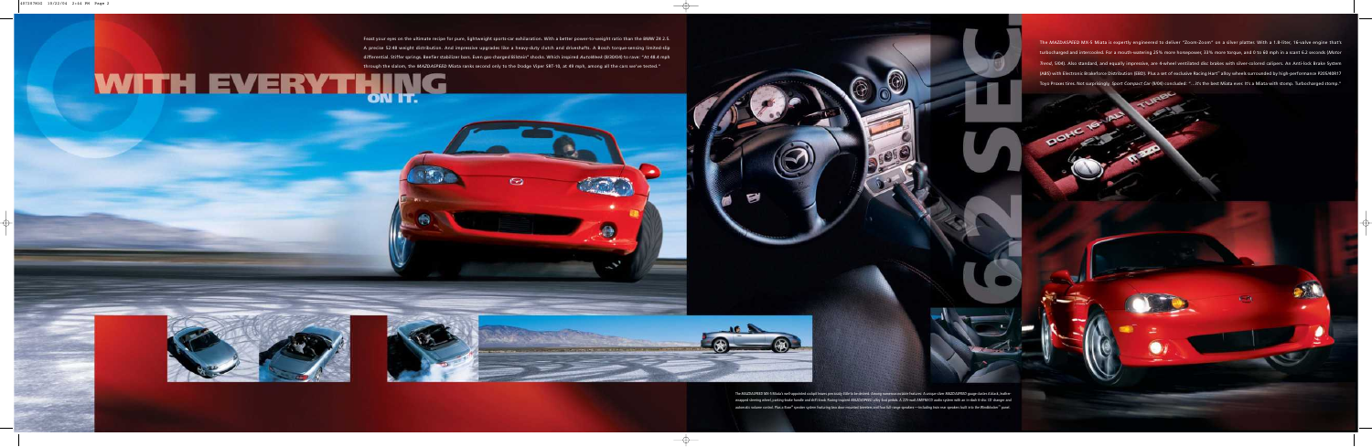# WITH EVERYTHING ON IT.

Feast your eyes on the ultimate recipe for pure, lightweight sports-car exhilaration. With a better power-to-weight ratio than the BMW Z4 2.5. A precise 52-48 weight distribution. And impressive upgrades like a heavy-duty clutch and driveshafts. A Bosch torque-sensing limited-slip differential. Stiffer springs. Beefier stabilizer bars. Even gas-charged Bilstein® shocks. Which inspired *AutoWeek* (8/30/04) to rave: "At 48.4 mph through the slalom, the *MAZDASPEED* Miata ranks second only to the Dodge Viper SRT-10, at 49 mph, among all the cars we've tested."

# 6.2 SEC.

The *MAZDASPEED* MX-5 Miata is expertly engineered to deliver "Zoom-Zoom" on a silver platter. With a 1.8-liter, 16-valve engine that's turbocharged and intercooled. For a mouth-watering 25% more horsepower, 33% more torque, and 0 to 60 mph in a scant 6.2 seconds (*Motor Trend*, 5/04). Also standard, and equally impressive, are 4-wheel ventilated disc brakes with silver-colored calipers. An Anti-lock Brake System (ABS) with Electronic Brakeforce Distribution (EBD). Plus a set of exclusive Racing Hart® alloy wheels surrounded by high-performance P205/40R17 Toyo Proxes tires. Not surprisingly, *Sport Compact Car* (9/04) concluded: "…it's the best Miata ever. It's a Miata with stomp. Turbocharged stomp."

The *MAZDASPEED* MX-5 Miata's well-appointed cockpit leaves precisely little to be desired. Among numerous exclusive features: A unique silver *MAZDASPEED* gauge cluster. A black, leather-wrapped steering wheel, parking-brake handle and shift knob. Racing-inspired *MAZDASPEED* alloy foot pedals. A 225-watt AM/FM/CD audio system with an in-dash 6-disc CD changer and automatic volume control. Plus a Bose® speaker system featuring two door-mounted tweeters and four full-range speakers—including twin-rear speakers built in to the Windblocker™ panel.